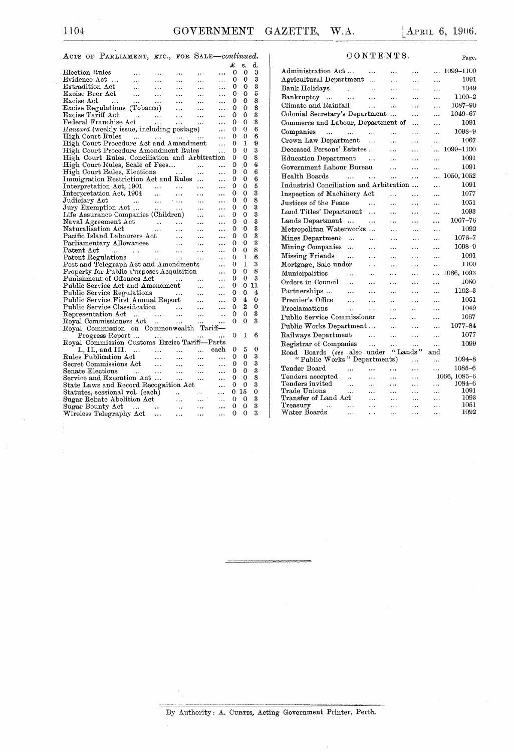## ACTS OF PARLIAMENT, ETC., FOR SALE—*continued.*

| | £ | s. | d. |
|---|---|---|---|
| Election Rules | 0 | 0 | 3 |
| Evidence Act | 0 | 0 | 3 |
| Extradition Act | 0 | 0 | 3 |
| Excise Beer Act | 0 | 0 | 5 |
| Excise Act | 0 | 0 | 8 |
| Excise Regulations (Tobacco) | 0 | 0 | 8 |
| Excise Tariff Act | 0 | 0 | 3 |
| Federal Franchise Act | 0 | 0 | 3 |
| *Hansard* (weekly issue, including postage) | 0 | 0 | 6 |
| High Court Rules | 0 | 0 | 6 |
| High Court Procedure Act and Amendment | 0 | 1 | 9 |
| High Court Procedure Amendment Rules | 0 | 0 | 3 |
| High Court Rules, Conciliation and Arbitration | 0 | 0 | 8 |
| High Court Rules, Scale of Fees | 0 | 0 | 6 |
| High Court Rules, Elections | 0 | 0 | 6 |
| Immigration Restriction Act and Rules | 0 | 0 | 6 |
| Interpretation Act, 1901 | 0 | 0 | 5 |
| Interpretation Act, 1904 | 0 | 0 | 3 |
| Judiciary Act | 0 | 0 | 8 |
| Jury Exemption Act | 0 | 0 | 3 |
| Life Assurance Companies (Children) | 0 | 0 | 3 |
| Naval Agreement Act | 0 | 0 | 3 |
| Naturalisation Act | 0 | 0 | 3 |
| Pacific Island Labourers Act | 0 | 0 | 3 |
| Parliamentary Allowances | 0 | 0 | 3 |
| Patent Act | 0 | 0 | 8 |
| Patent Regulations | 0 | 1 | 6 |
| Post and Telegraph Act and Amendments | 0 | 1 | 3 |
| Property for Public Purposes Acquisition | 0 | 0 | 8 |
| Punishment of Offences Act | 0 | 0 | 3 |
| Public Service Act and Amendment | 0 | 0 | 11 |
| Public Service Regulations | 0 | 0 | 4 |
| Public Service First Annual Report | 0 | 4 | 0 |
| Public Service Classification | 0 | 2 | 0 |
| Representation Act | 0 | 0 | 3 |
| Royal Commissioners Act | 0 | 0 | 3 |
| Royal Commission on Commonwealth Tariff—Progress Report | 0 | 1 | 6 |
| Royal Commission Customs Excise Tariff—Parts I., II., and III. ... each | 0 | 5 | 0 |
| Rules Publication Act | 0 | 0 | 3 |
| Secret Commissions Act | 0 | 0 | 3 |
| Senate Elections | 0 | 0 | 3 |
| Service and Execution Act | 0 | 0 | 8 |
| State Laws and Record Recognition Act | 0 | 0 | 3 |
| Statutes, sessional vol. (each) | 0 | 15 | 0 |
| Sugar Rebate Abolition Act | 0 | 0 | 3 |
| Sugar Bounty Act | 0 | 0 | 3 |
| Wireless Telegraphy Act | 0 | 0 | 3 |

## CONTENTS.

| | Page. |
|---|---|
| Administration Act | 1099–1100 |
| Agricultural Department | 1091 |
| Bank Holidays | 1049 |
| Bankruptcy | 1100–2 |
| Climate and Rainfall | 1087–90 |
| Colonial Secretary's Department | 1049–67 |
| Commerce and Labour, Department of | 1091 |
| Companies | 1098–9 |
| Crown Law Department | 1067 |
| Deceased Persons' Estates | 1099–1100 |
| Education Department | 1091 |
| Government Labour Bureau | 1091 |
| Health Boards | 1050, 1052 |
| Industrial Conciliation and Arbitration | 1091 |
| Inspection of Machinery Act | 1077 |
| Justices of the Peace | 1051 |
| Land Titles' Department | 1093 |
| Lands Department | 1067–76 |
| Metropolitan Waterworks | 1092 |
| Mines Department | 1076–7 |
| Mining Companies | 1098–9 |
| Missing Friends | 1091 |
| Mortgage, Sale under | 1100 |
| Municipalities | 1066, 1093 |
| Orders in Council | 1050 |
| Partnerships | 1102–3 |
| Premier's Office | 1051 |
| Proclamations | 1049 |
| Public Service Commissioner | 1067 |
| Public Works Department | 1077–84 |
| Railways Department | 1077 |
| Registrar of Companies | 1099 |
| Road Boards (*see* also under "Lands" and "Public Works" Departments) | 1094–8 |
| Tender Board | 1085–6 |
| Tenders accepted | 1066, 1085–6 |
| Tenders invited | 1084–6 |
| Trade Unions | 1091 |
| Transfer of Land Act | 1093 |
| Treasury | 1051 |
| Water Boards | 1092 |

---

By Authority: A. CURTIS, Acting Government Printer, Perth.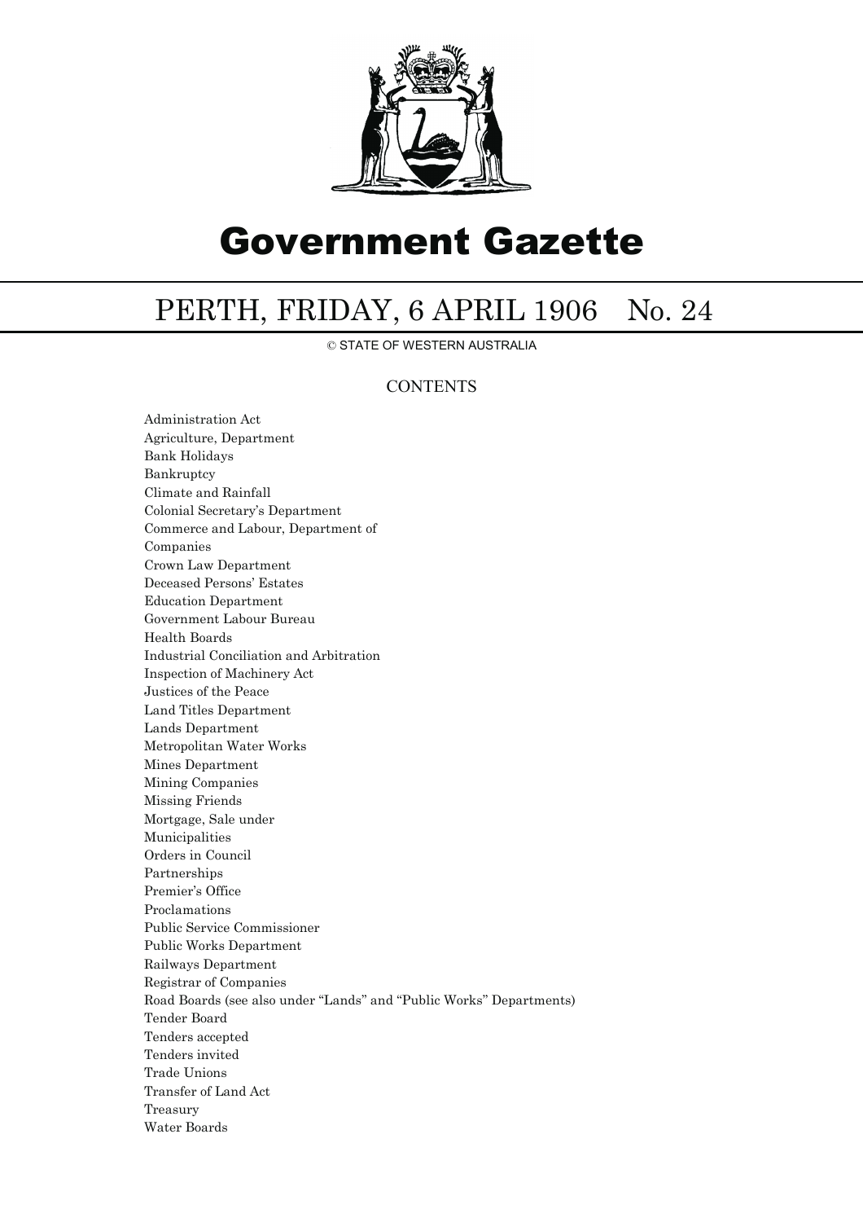# Government Gazette

## PERTH, FRIDAY, 6 APRIL 1906 No. 24

© STATE OF WESTERN AUSTRALIA

### CONTENTS

Administration Act
Agriculture, Department
Bank Holidays
Bankruptcy
Climate and Rainfall
Colonial Secretary's Department
Commerce and Labour, Department of
Companies
Crown Law Department
Deceased Persons' Estates
Education Department
Government Labour Bureau
Health Boards
Industrial Conciliation and Arbitration
Inspection of Machinery Act
Justices of the Peace
Land Titles Department
Lands Department
Metropolitan Water Works
Mines Department
Mining Companies
Missing Friends
Mortgage, Sale under
Municipalities
Orders in Council
Partnerships
Premier's Office
Proclamations
Public Service Commissioner
Public Works Department
Railways Department
Registrar of Companies
Road Boards (see also under "Lands" and "Public Works" Departments)
Tender Board
Tenders accepted
Tenders invited
Trade Unions
Transfer of Land Act
Treasury
Water Boards